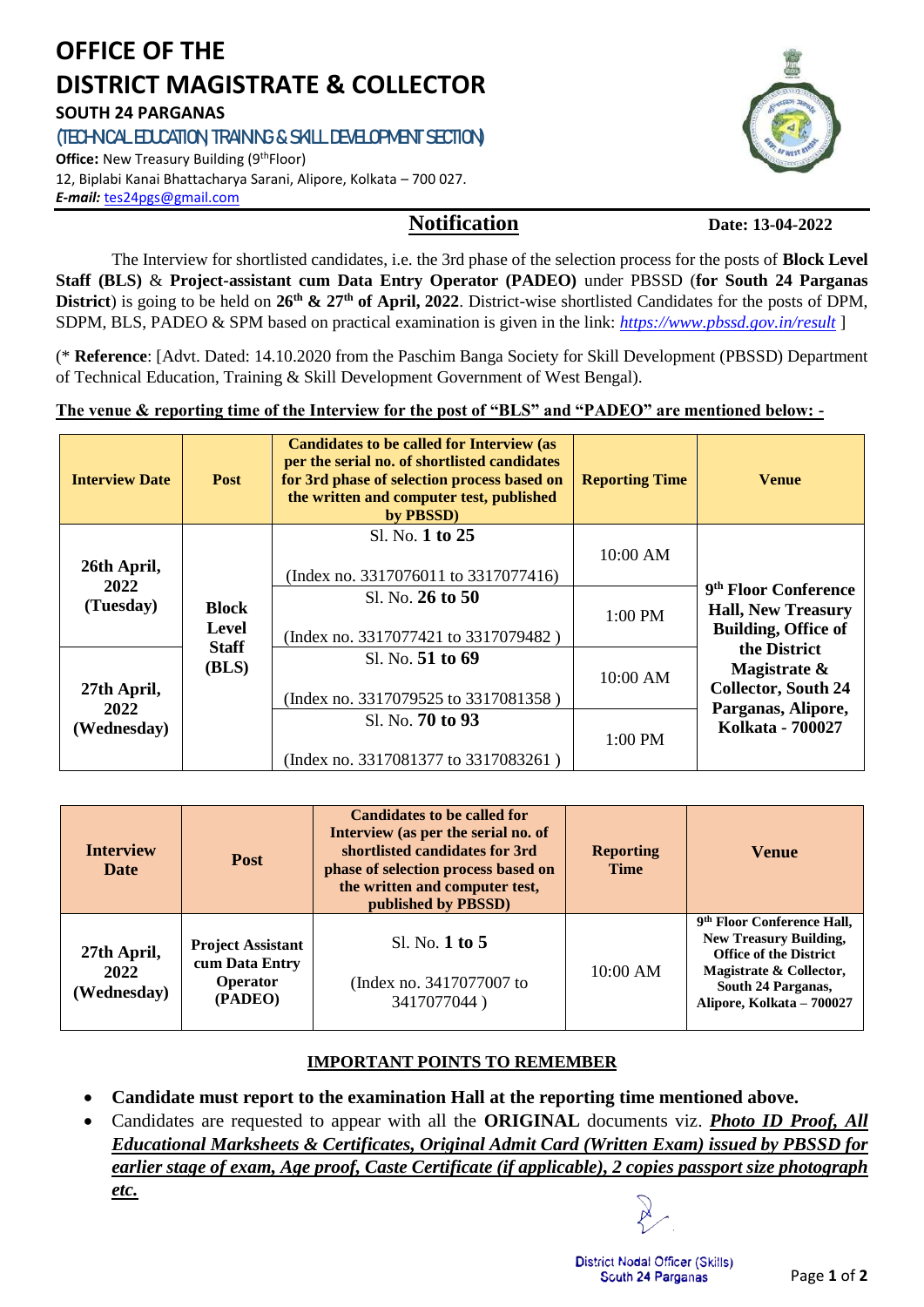# OFFICE OF THE DISTRICT MAGISTRATE & COLLECTOR

**SOUTH 24 PARGANAS**

(TECHNICAL EDUCATION, TRAINING & SKILL DEVELOPMENT SECTION)

**Office:** New Treasury Building (9th Floor)
12, Biplabi Kanai Bhattacharya Sarani, Alipore, Kolkata – 700 027.
***E-mail:*** tes24pgs@gmail.com

## Notification

**Date: 13-04-2022**

The Interview for shortlisted candidates, i.e. the 3rd phase of the selection process for the posts of **Block Level Staff (BLS)** & **Project-assistant cum Data Entry Operator (PADEO)** under PBSSD (**for South 24 Parganas District**) is going to be held on **26th & 27th of April, 2022**. District-wise shortlisted Candidates for the posts of DPM, SDPM, BLS, PADEO & SPM based on practical examination is given in the link: *https://www.pbssd.gov.in/result* ]

(* **Reference**: [Advt. Dated: 14.10.2020 from the Paschim Banga Society for Skill Development (PBSSD) Department of Technical Education, Training & Skill Development Government of West Bengal).

**The venue & reporting time of the Interview for the post of "BLS" and "PADEO" are mentioned below: -**

| Interview Date | Post | Candidates to be called for Interview (as per the serial no. of shortlisted candidates for 3rd phase of selection process based on the written and computer test, published by PBSSD) | Reporting Time | Venue |
|---|---|---|---|---|
| 26th April, 2022 (Tuesday) | Block Level Staff (BLS) | Sl. No. **1 to 25** (Index no. 3317076011 to 3317077416) | 10:00 AM | 9th Floor Conference Hall, New Treasury Building, Office of the District Magistrate & Collector, South 24 Parganas, Alipore, Kolkata - 700027 |
| | | Sl. No. **26 to 50** (Index no. 3317077421 to 3317079482 ) | 1:00 PM | |
| 27th April, 2022 (Wednesday) | | Sl. No. **51 to 69** (Index no. 3317079525 to 3317081358 ) | 10:00 AM | |
| | | Sl. No. **70 to 93** (Index no. 3317081377 to 3317083261 ) | 1:00 PM | |

| Interview Date | Post | Candidates to be called for Interview (as per the serial no. of shortlisted candidates for 3rd phase of selection process based on the written and computer test, published by PBSSD) | Reporting Time | Venue |
|---|---|---|---|---|
| 27th April, 2022 (Wednesday) | Project Assistant cum Data Entry Operator (PADEO) | Sl. No. **1 to 5** (Index no. 3417077007 to 3417077044 ) | 10:00 AM | 9th Floor Conference Hall, New Treasury Building, Office of the District Magistrate & Collector, South 24 Parganas, Alipore, Kolkata – 700027 |

**IMPORTANT POINTS TO REMEMBER**

- **Candidate must report to the examination Hall at the reporting time mentioned above.**
- Candidates are requested to appear with all the **ORIGINAL** documents viz. ***Photo ID Proof, All Educational Marksheets & Certificates, Original Admit Card (Written Exam) issued by PBSSD for earlier stage of exam, Age proof, Caste Certificate (if applicable), 2 copies passport size photograph etc.***

District Nodal Officer (Skills)
South 24 Parganas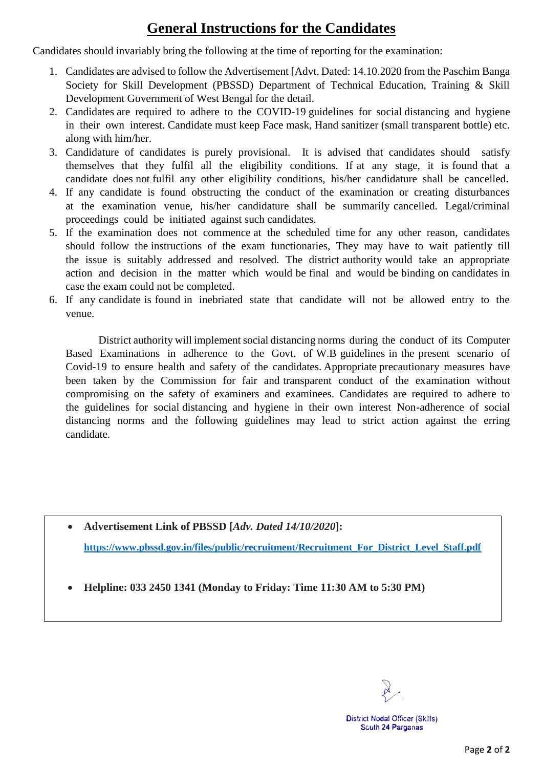# General Instructions for the Candidates

Candidates should invariably bring the following at the time of reporting for the examination:

1. Candidates are advised to follow the Advertisement [Advt. Dated: 14.10.2020 from the Paschim Banga Society for Skill Development (PBSSD) Department of Technical Education, Training & Skill Development Government of West Bengal for the detail.
2. Candidates are required to adhere to the COVID-19 guidelines for social distancing and hygiene in their own interest. Candidate must keep Face mask, Hand sanitizer (small transparent bottle) etc. along with him/her.
3. Candidature of candidates is purely provisional. It is advised that candidates should satisfy themselves that they fulfil all the eligibility conditions. If at any stage, it is found that a candidate does not fulfil any other eligibility conditions, his/her candidature shall be cancelled.
4. If any candidate is found obstructing the conduct of the examination or creating disturbances at the examination venue, his/her candidature shall be summarily cancelled. Legal/criminal proceedings could be initiated against such candidates.
5. If the examination does not commence at the scheduled time for any other reason, candidates should follow the instructions of the exam functionaries, They may have to wait patiently till the issue is suitably addressed and resolved. The district authority would take an appropriate action and decision in the matter which would be final and would be binding on candidates in case the exam could not be completed.
6. If any candidate is found in inebriated state that candidate will not be allowed entry to the venue.

District authority will implement social distancing norms during the conduct of its Computer Based Examinations in adherence to the Govt. of W.B guidelines in the present scenario of Covid-19 to ensure health and safety of the candidates. Appropriate precautionary measures have been taken by the Commission for fair and transparent conduct of the examination without compromising on the safety of examiners and examinees. Candidates are required to adhere to the guidelines for social distancing and hygiene in their own interest Non-adherence of social distancing norms and the following guidelines may lead to strict action against the erring candidate.

- **Advertisement Link of PBSSD [*Adv. Dated 14/10/2020*]:**

  **https://www.pbssd.gov.in/files/public/recruitment/Recruitment_For_District_Level_Staff.pdf**

- **Helpline: 033 2450 1341 (Monday to Friday: Time 11:30 AM to 5:30 PM)**

District Nodal Officer (Skills)
South 24 Parganas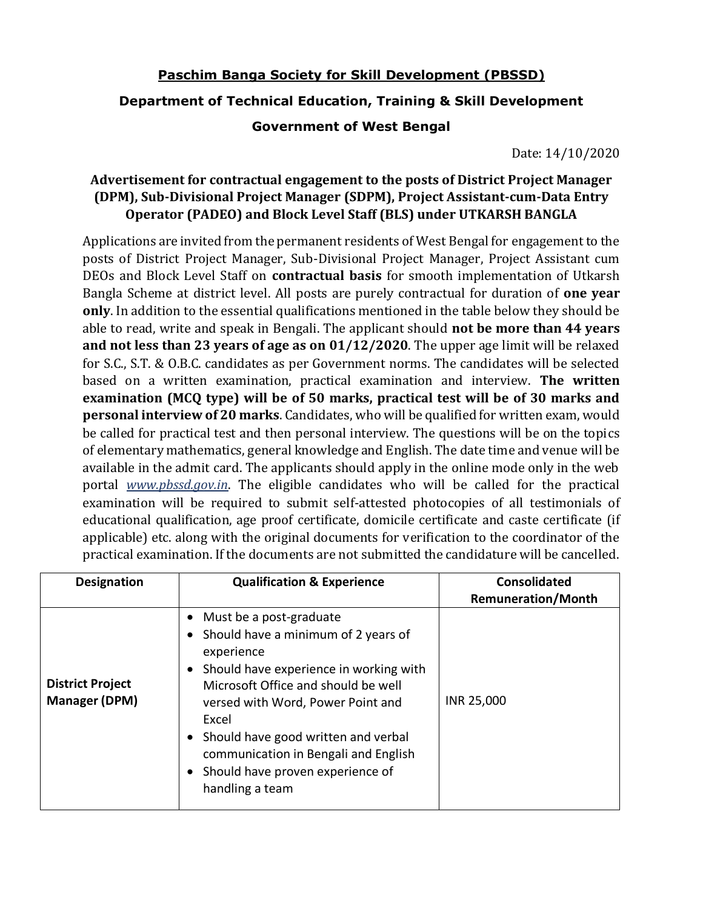**<u>Paschim Banga Society for Skill Development (PBSSD)</u>**

**Department of Technical Education, Training & Skill Development**

**Government of West Bengal**

Date: 14/10/2020

**Advertisement for contractual engagement to the posts of District Project Manager (DPM), Sub-Divisional Project Manager (SDPM), Project Assistant-cum-Data Entry Operator (PADEO) and Block Level Staff (BLS) under UTKARSH BANGLA**

Applications are invited from the permanent residents of West Bengal for engagement to the posts of District Project Manager, Sub-Divisional Project Manager, Project Assistant cum DEOs and Block Level Staff on **contractual basis** for smooth implementation of Utkarsh Bangla Scheme at district level. All posts are purely contractual for duration of **one year only**. In addition to the essential qualifications mentioned in the table below they should be able to read, write and speak in Bengali. The applicant should **not be more than 44 years and not less than 23 years of age as on 01/12/2020**. The upper age limit will be relaxed for S.C., S.T. & O.B.C. candidates as per Government norms. The candidates will be selected based on a written examination, practical examination and interview. **The written examination (MCQ type) will be of 50 marks, practical test will be of 30 marks and personal interview of 20 marks**. Candidates, who will be qualified for written exam, would be called for practical test and then personal interview. The questions will be on the topics of elementary mathematics, general knowledge and English. The date time and venue will be available in the admit card. The applicants should apply in the online mode only in the web portal *www.pbssd.gov.in*. The eligible candidates who will be called for the practical examination will be required to submit self-attested photocopies of all testimonials of educational qualification, age proof certificate, domicile certificate and caste certificate (if applicable) etc. along with the original documents for verification to the coordinator of the practical examination. If the documents are not submitted the candidature will be cancelled.

| Designation | Qualification & Experience | Consolidated Remuneration/Month |
|---|---|---|
| **District Project Manager (DPM)** | • Must be a post-graduate<br>• Should have a minimum of 2 years of experience<br>• Should have experience in working with Microsoft Office and should be well versed with Word, Power Point and Excel<br>• Should have good written and verbal communication in Bengali and English<br>• Should have proven experience of handling a team | INR 25,000 |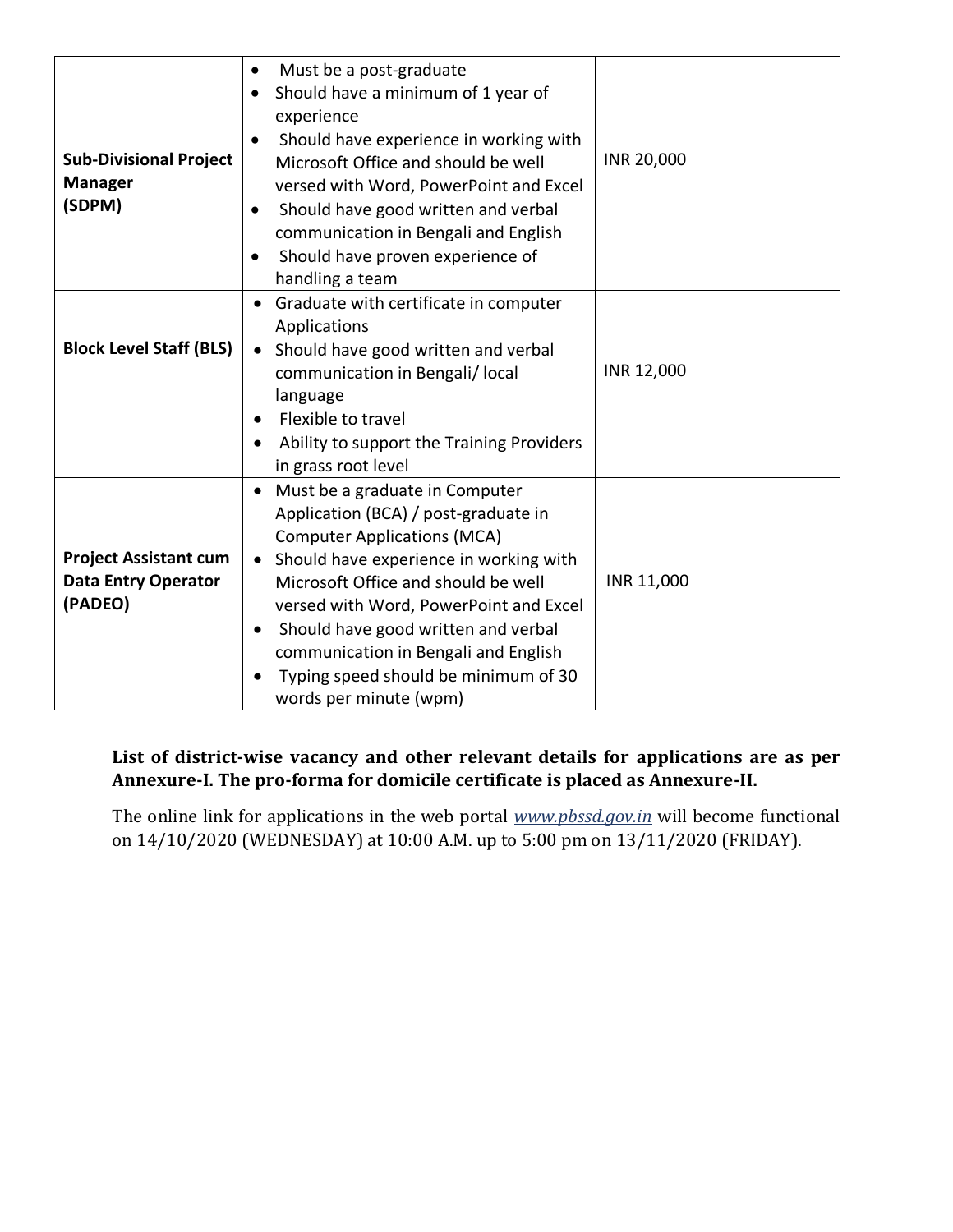| | | |
|---|---|---|
| **Sub-Divisional Project Manager (SDPM)** | • Must be a post-graduate<br>• Should have a minimum of 1 year of experience<br>• Should have experience in working with Microsoft Office and should be well versed with Word, PowerPoint and Excel<br>• Should have good written and verbal communication in Bengali and English<br>• Should have proven experience of handling a team | INR 20,000 |
| **Block Level Staff (BLS)** | • Graduate with certificate in computer Applications<br>• Should have good written and verbal communication in Bengali/ local language<br>• Flexible to travel<br>• Ability to support the Training Providers in grass root level | INR 12,000 |
| **Project Assistant cum Data Entry Operator (PADEO)** | • Must be a graduate in Computer Application (BCA) / post-graduate in Computer Applications (MCA)<br>• Should have experience in working with Microsoft Office and should be well versed with Word, PowerPoint and Excel<br>• Should have good written and verbal communication in Bengali and English<br>• Typing speed should be minimum of 30 words per minute (wpm) | INR 11,000 |

**List of district-wise vacancy and other relevant details for applications are as per Annexure-I. The pro-forma for domicile certificate is placed as Annexure-II.**

The online link for applications in the web portal *www.pbssd.gov.in* will become functional on 14/10/2020 (WEDNESDAY) at 10:00 A.M. up to 5:00 pm on 13/11/2020 (FRIDAY).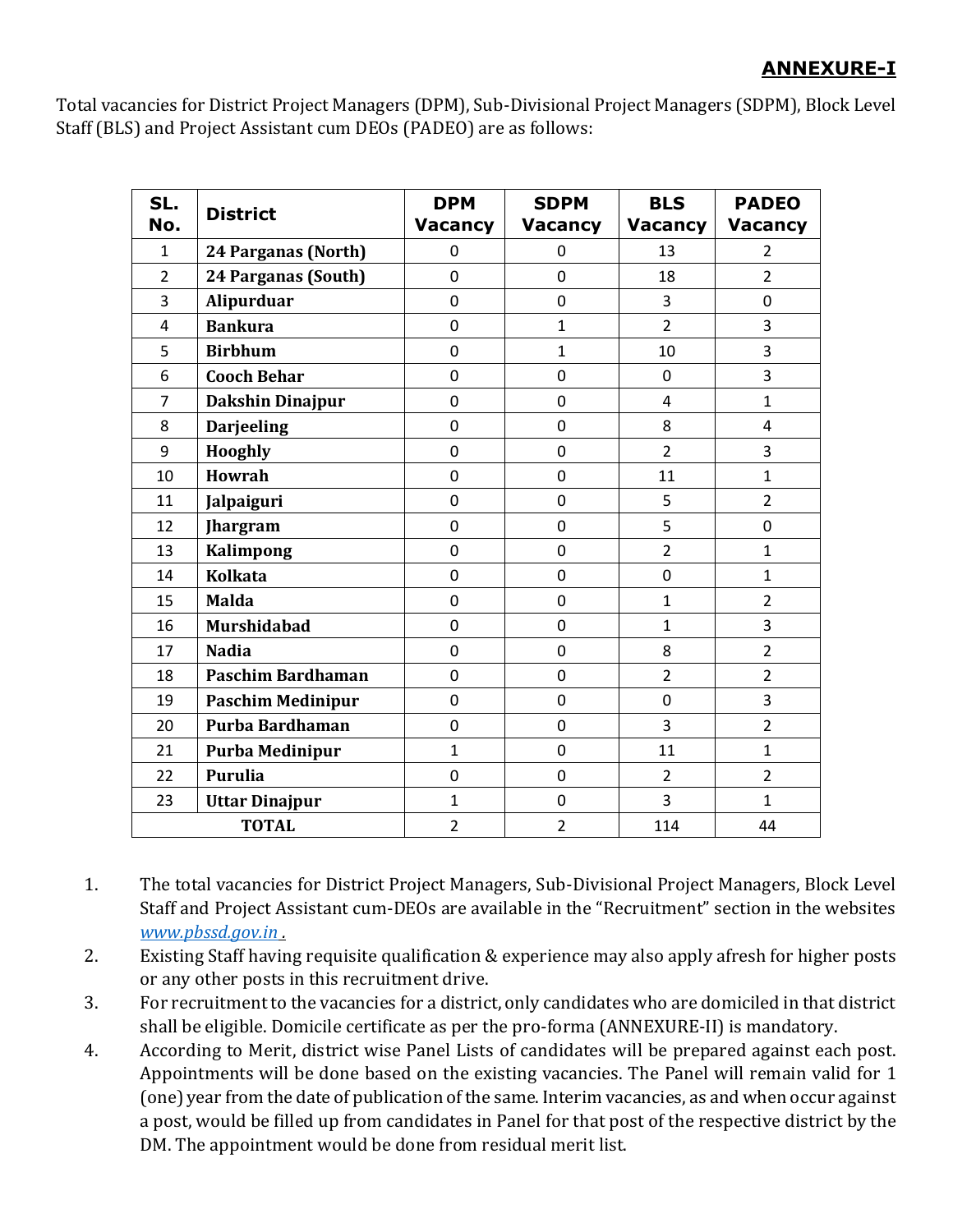**ANNEXURE-I**

Total vacancies for District Project Managers (DPM), Sub-Divisional Project Managers (SDPM), Block Level Staff (BLS) and Project Assistant cum DEOs (PADEO) are as follows:

| SL. No. | District | DPM Vacancy | SDPM Vacancy | BLS Vacancy | PADEO Vacancy |
|---|---|---|---|---|---|
| 1 | **24 Parganas (North)** | 0 | 0 | 13 | 2 |
| 2 | **24 Parganas (South)** | 0 | 0 | 18 | 2 |
| 3 | **Alipurduar** | 0 | 0 | 3 | 0 |
| 4 | **Bankura** | 0 | 1 | 2 | 3 |
| 5 | **Birbhum** | 0 | 1 | 10 | 3 |
| 6 | **Cooch Behar** | 0 | 0 | 0 | 3 |
| 7 | **Dakshin Dinajpur** | 0 | 0 | 4 | 1 |
| 8 | **Darjeeling** | 0 | 0 | 8 | 4 |
| 9 | **Hooghly** | 0 | 0 | 2 | 3 |
| 10 | **Howrah** | 0 | 0 | 11 | 1 |
| 11 | **Jalpaiguri** | 0 | 0 | 5 | 2 |
| 12 | **Jhargram** | 0 | 0 | 5 | 0 |
| 13 | **Kalimpong** | 0 | 0 | 2 | 1 |
| 14 | **Kolkata** | 0 | 0 | 0 | 1 |
| 15 | **Malda** | 0 | 0 | 1 | 2 |
| 16 | **Murshidabad** | 0 | 0 | 1 | 3 |
| 17 | **Nadia** | 0 | 0 | 8 | 2 |
| 18 | **Paschim Bardhaman** | 0 | 0 | 2 | 2 |
| 19 | **Paschim Medinipur** | 0 | 0 | 0 | 3 |
| 20 | **Purba Bardhaman** | 0 | 0 | 3 | 2 |
| 21 | **Purba Medinipur** | 1 | 0 | 11 | 1 |
| 22 | **Purulia** | 0 | 0 | 2 | 2 |
| 23 | **Uttar Dinajpur** | 1 | 0 | 3 | 1 |
| **TOTAL** | | 2 | 2 | 114 | 44 |

1. The total vacancies for District Project Managers, Sub-Divisional Project Managers, Block Level Staff and Project Assistant cum-DEOs are available in the "Recruitment" section in the websites *www.pbssd.gov.in* .
2. Existing Staff having requisite qualification & experience may also apply afresh for higher posts or any other posts in this recruitment drive.
3. For recruitment to the vacancies for a district, only candidates who are domiciled in that district shall be eligible. Domicile certificate as per the pro-forma (ANNEXURE-II) is mandatory.
4. According to Merit, district wise Panel Lists of candidates will be prepared against each post. Appointments will be done based on the existing vacancies. The Panel will remain valid for 1 (one) year from the date of publication of the same. Interim vacancies, as and when occur against a post, would be filled up from candidates in Panel for that post of the respective district by the DM. The appointment would be done from residual merit list.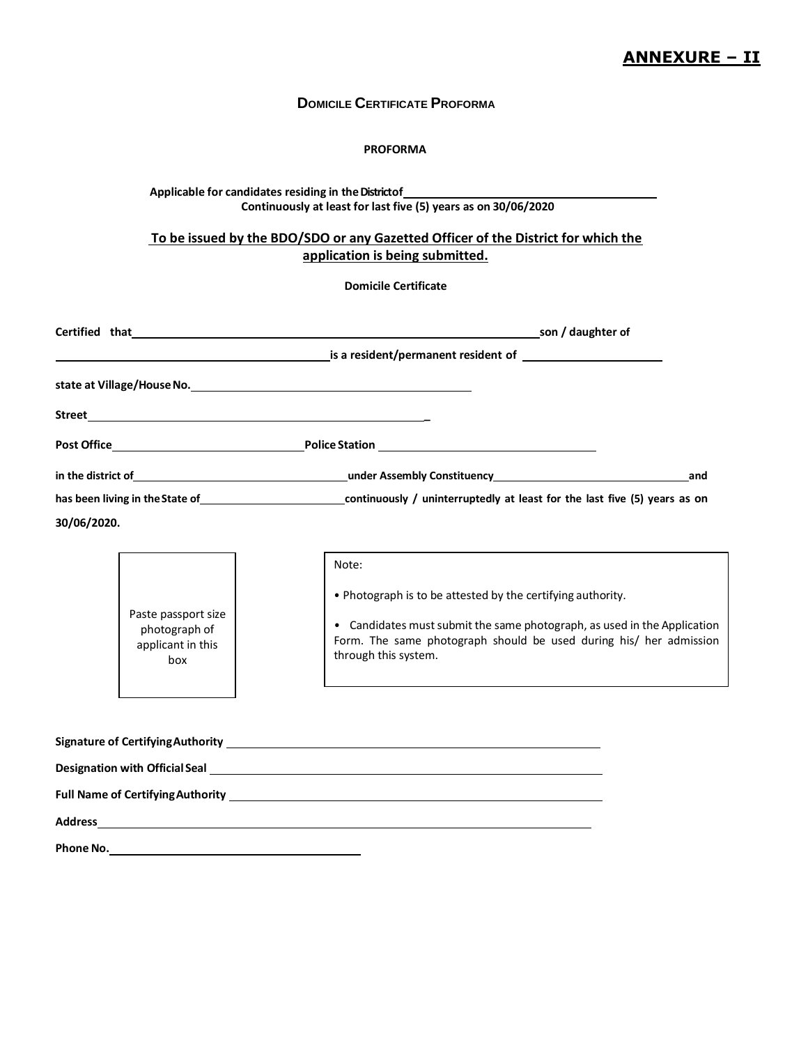## ANNEXURE – II

### Domicile Certificate Proforma

**PROFORMA**

**Applicable for candidates residing in the District of ________________________**
**Continuously at least for last five (5) years as on 30/06/2020**

**To be issued by the BDO/SDO or any Gazetted Officer of the District for which the application is being submitted.**

**Domicile Certificate**

**Certified that ________________________________________ son / daughter of ________________________________ is a resident/permanent resident of ____________________**

**state at Village/House No. ________________________________**

**Street ________________________________________**

**Post Office ____________________ Police Station ________________________**

**in the district of ________________________ under Assembly Constituency ________________________ and has been living in the State of ________________ continuously / uninterruptedly at least for the last five (5) years as on 30/06/2020.**

Paste passport size photograph of applicant in this box

Note:

- Photograph is to be attested by the certifying authority.
- Candidates must submit the same photograph, as used in the Application Form. The same photograph should be used during his/ her admission through this system.

**Signature of Certifying Authority ________________________________**

**Designation with Official Seal ________________________________**

**Full Name of Certifying Authority ________________________________**

**Address ________________________________________**

**Phone No. ________________________**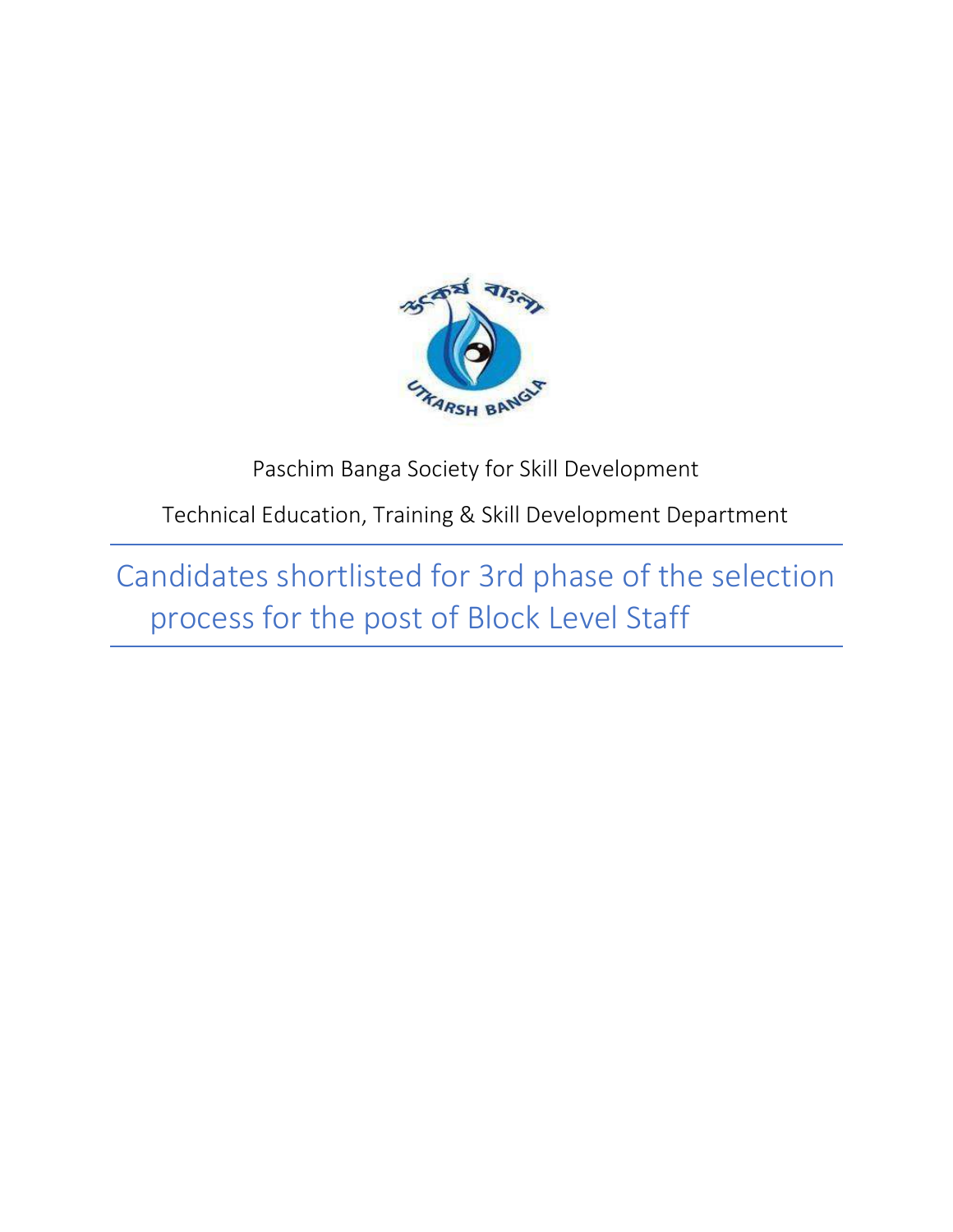Paschim Banga Society for Skill Development

Technical Education, Training & Skill Development Department

# Candidates shortlisted for 3rd phase of the selection process for the post of Block Level Staff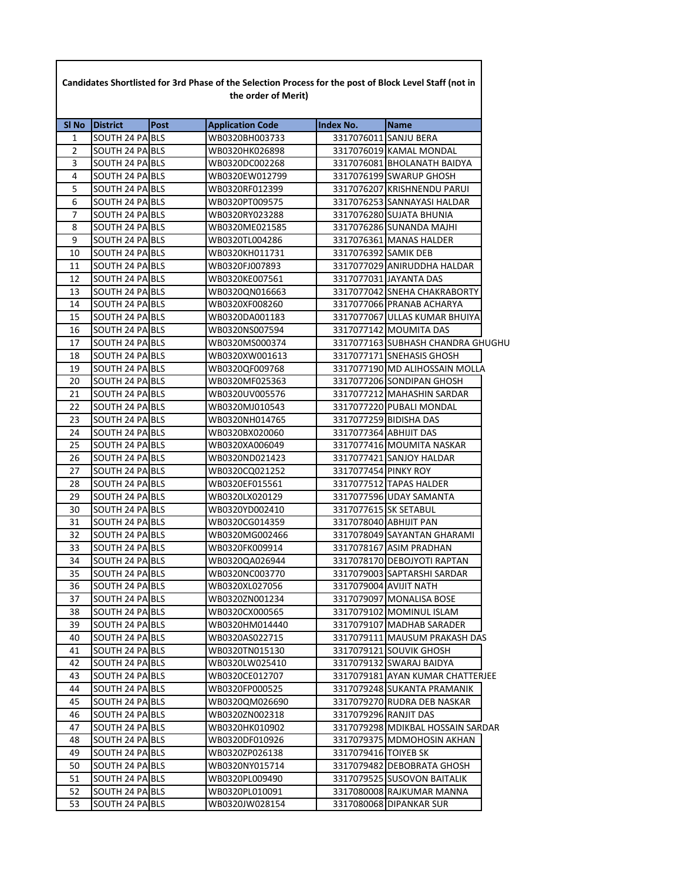**Candidates Shortlisted for 3rd Phase of the Selection Process for the post of Block Level Staff (not in the order of Merit)**

| Sl No | District | Post | Application Code | Index No. | Name |
|---|---|---|---|---|---|
| 1 | SOUTH 24 PA | BLS | WB0320BH003733 | 3317076011 | SANJU BERA |
| 2 | SOUTH 24 PA | BLS | WB0320HK026898 | 3317076019 | KAMAL MONDAL |
| 3 | SOUTH 24 PA | BLS | WB0320DC002268 | 3317076081 | BHOLANATH BAIDYA |
| 4 | SOUTH 24 PA | BLS | WB0320EW012799 | 3317076199 | SWARUP GHOSH |
| 5 | SOUTH 24 PA | BLS | WB0320RF012399 | 3317076207 | KRISHNENDU PARUI |
| 6 | SOUTH 24 PA | BLS | WB0320PT009575 | 3317076253 | SANNAYASI HALDAR |
| 7 | SOUTH 24 PA | BLS | WB0320RY023288 | 3317076280 | SUJATA BHUNIA |
| 8 | SOUTH 24 PA | BLS | WB0320ME021585 | 3317076286 | SUNANDA MAJHI |
| 9 | SOUTH 24 PA | BLS | WB0320TL004286 | 3317076361 | MANAS HALDER |
| 10 | SOUTH 24 PA | BLS | WB0320KH011731 | 3317076392 | SAMIK DEB |
| 11 | SOUTH 24 PA | BLS | WB0320FJ007893 | 3317077029 | ANIRUDDHA HALDAR |
| 12 | SOUTH 24 PA | BLS | WB0320KE007561 | 3317077031 | JAYANTA DAS |
| 13 | SOUTH 24 PA | BLS | WB0320QN016663 | 3317077042 | SNEHA CHAKRABORTY |
| 14 | SOUTH 24 PA | BLS | WB0320XF008260 | 3317077066 | PRANAB ACHARYA |
| 15 | SOUTH 24 PA | BLS | WB0320DA001183 | 3317077067 | ULLAS KUMAR BHUIYA |
| 16 | SOUTH 24 PA | BLS | WB0320NS007594 | 3317077142 | MOUMITA DAS |
| 17 | SOUTH 24 PA | BLS | WB0320MS000374 | 3317077163 | SUBHASH CHANDRA GHUGHU |
| 18 | SOUTH 24 PA | BLS | WB0320XW001613 | 3317077171 | SNEHASIS GHOSH |
| 19 | SOUTH 24 PA | BLS | WB0320QF009768 | 3317077190 | MD ALIHOSSAIN MOLLA |
| 20 | SOUTH 24 PA | BLS | WB0320MF025363 | 3317077206 | SONDIPAN GHOSH |
| 21 | SOUTH 24 PA | BLS | WB0320UV005576 | 3317077212 | MAHASHIN SARDAR |
| 22 | SOUTH 24 PA | BLS | WB0320MJ010543 | 3317077220 | PUBALI MONDAL |
| 23 | SOUTH 24 PA | BLS | WB0320NH014765 | 3317077259 | BIDISHA DAS |
| 24 | SOUTH 24 PA | BLS | WB0320BX020060 | 3317077364 | ABHIJIT DAS |
| 25 | SOUTH 24 PA | BLS | WB0320XA006049 | 3317077416 | MOUMITA NASKAR |
| 26 | SOUTH 24 PA | BLS | WB0320ND021423 | 3317077421 | SANJOY HALDAR |
| 27 | SOUTH 24 PA | BLS | WB0320CQ021252 | 3317077454 | PINKY ROY |
| 28 | SOUTH 24 PA | BLS | WB0320EF015561 | 3317077512 | TAPAS HALDER |
| 29 | SOUTH 24 PA | BLS | WB0320LX020129 | 3317077596 | UDAY SAMANTA |
| 30 | SOUTH 24 PA | BLS | WB0320YD002410 | 3317077615 | SK SETABUL |
| 31 | SOUTH 24 PA | BLS | WB0320CG014359 | 3317078040 | ABHIJIT PAN |
| 32 | SOUTH 24 PA | BLS | WB0320MG002466 | 3317078049 | SAYANTAN GHARAMI |
| 33 | SOUTH 24 PA | BLS | WB0320FK009914 | 3317078167 | ASIM PRADHAN |
| 34 | SOUTH 24 PA | BLS | WB0320QA026944 | 3317078170 | DEBOJYOTI RAPTAN |
| 35 | SOUTH 24 PA | BLS | WB0320NC003770 | 3317079003 | SAPTARSHI SARDAR |
| 36 | SOUTH 24 PA | BLS | WB0320XL027056 | 3317079004 | AVIJIT NATH |
| 37 | SOUTH 24 PA | BLS | WB0320ZN001234 | 3317079097 | MONALISA BOSE |
| 38 | SOUTH 24 PA | BLS | WB0320CX000565 | 3317079102 | MOMINUL ISLAM |
| 39 | SOUTH 24 PA | BLS | WB0320HM014440 | 3317079107 | MADHAB SARADER |
| 40 | SOUTH 24 PA | BLS | WB0320AS022715 | 3317079111 | MAUSUM PRAKASH DAS |
| 41 | SOUTH 24 PA | BLS | WB0320TN015130 | 3317079121 | SOUVIK GHOSH |
| 42 | SOUTH 24 PA | BLS | WB0320LW025410 | 3317079132 | SWARAJ BAIDYA |
| 43 | SOUTH 24 PA | BLS | WB0320CE012707 | 3317079181 | AYAN KUMAR CHATTERJEE |
| 44 | SOUTH 24 PA | BLS | WB0320FP000525 | 3317079248 | SUKANTA PRAMANIK |
| 45 | SOUTH 24 PA | BLS | WB0320QM026690 | 3317079270 | RUDRA DEB NASKAR |
| 46 | SOUTH 24 PA | BLS | WB0320ZN002318 | 3317079296 | RANJIT DAS |
| 47 | SOUTH 24 PA | BLS | WB0320HK010902 | 3317079298 | MDIKBAL HOSSAIN SARDAR |
| 48 | SOUTH 24 PA | BLS | WB0320DF010926 | 3317079375 | MDMOHOSIN AKHAN |
| 49 | SOUTH 24 PA | BLS | WB0320ZP026138 | 3317079416 | TOIYEB SK |
| 50 | SOUTH 24 PA | BLS | WB0320NY015714 | 3317079482 | DEBOBRATA GHOSH |
| 51 | SOUTH 24 PA | BLS | WB0320PL009490 | 3317079525 | SUSOVON BAITALIK |
| 52 | SOUTH 24 PA | BLS | WB0320PL010091 | 3317080008 | RAJKUMAR MANNA |
| 53 | SOUTH 24 PA | BLS | WB0320JW028154 | 3317080068 | DIPANKAR SUR |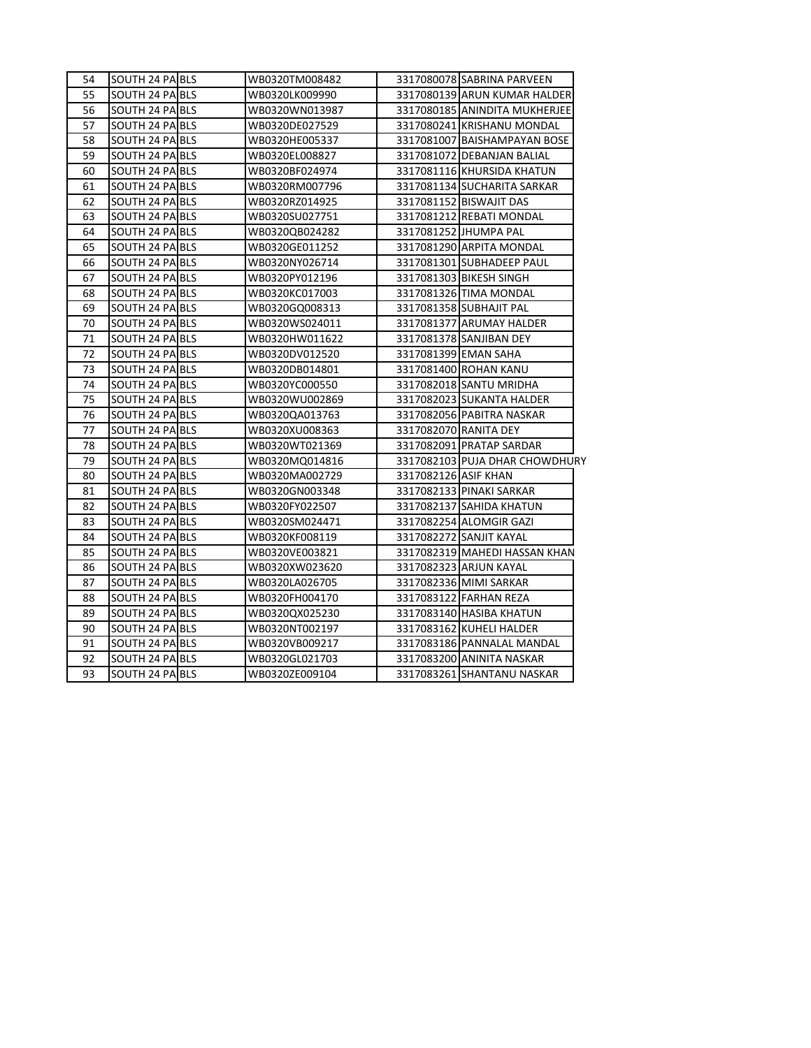| 54 | SOUTH 24 PA | BLS | WB0320TM008482 | 3317080078 | SABRINA PARVEEN |
|---|---|---|---|---|---|
| 55 | SOUTH 24 PA | BLS | WB0320LK009990 | 3317080139 | ARUN KUMAR HALDER |
| 56 | SOUTH 24 PA | BLS | WB0320WN013987 | 3317080185 | ANINDITA MUKHERJEE |
| 57 | SOUTH 24 PA | BLS | WB0320DE027529 | 3317080241 | KRISHANU MONDAL |
| 58 | SOUTH 24 PA | BLS | WB0320HE005337 | 3317081007 | BAISHAMPAYAN BOSE |
| 59 | SOUTH 24 PA | BLS | WB0320EL008827 | 3317081072 | DEBANJAN BALIAL |
| 60 | SOUTH 24 PA | BLS | WB0320BF024974 | 3317081116 | KHURSIDA KHATUN |
| 61 | SOUTH 24 PA | BLS | WB0320RM007796 | 3317081134 | SUCHARITA SARKAR |
| 62 | SOUTH 24 PA | BLS | WB0320RZ014925 | 3317081152 | BISWAJIT DAS |
| 63 | SOUTH 24 PA | BLS | WB0320SU027751 | 3317081212 | REBATI MONDAL |
| 64 | SOUTH 24 PA | BLS | WB0320QB024282 | 3317081252 | JHUMPA PAL |
| 65 | SOUTH 24 PA | BLS | WB0320GE011252 | 3317081290 | ARPITA MONDAL |
| 66 | SOUTH 24 PA | BLS | WB0320NY026714 | 3317081301 | SUBHADEEP PAUL |
| 67 | SOUTH 24 PA | BLS | WB0320PY012196 | 3317081303 | BIKESH SINGH |
| 68 | SOUTH 24 PA | BLS | WB0320KC017003 | 3317081326 | TIMA MONDAL |
| 69 | SOUTH 24 PA | BLS | WB0320GQ008313 | 3317081358 | SUBHAJIT PAL |
| 70 | SOUTH 24 PA | BLS | WB0320WS024011 | 3317081377 | ARUMAY HALDER |
| 71 | SOUTH 24 PA | BLS | WB0320HW011622 | 3317081378 | SANJIBAN DEY |
| 72 | SOUTH 24 PA | BLS | WB0320DV012520 | 3317081399 | EMAN SAHA |
| 73 | SOUTH 24 PA | BLS | WB0320DB014801 | 3317081400 | ROHAN KANU |
| 74 | SOUTH 24 PA | BLS | WB0320YC000550 | 3317082018 | SANTU MRIDHA |
| 75 | SOUTH 24 PA | BLS | WB0320WU002869 | 3317082023 | SUKANTA HALDER |
| 76 | SOUTH 24 PA | BLS | WB0320QA013763 | 3317082056 | PABITRA NASKAR |
| 77 | SOUTH 24 PA | BLS | WB0320XU008363 | 3317082070 | RANITA DEY |
| 78 | SOUTH 24 PA | BLS | WB0320WT021369 | 3317082091 | PRATAP SARDAR |
| 79 | SOUTH 24 PA | BLS | WB0320MQ014816 | 3317082103 | PUJA DHAR CHOWDHURY |
| 80 | SOUTH 24 PA | BLS | WB0320MA002729 | 3317082126 | ASIF KHAN |
| 81 | SOUTH 24 PA | BLS | WB0320GN003348 | 3317082133 | PINAKI SARKAR |
| 82 | SOUTH 24 PA | BLS | WB0320FY022507 | 3317082137 | SAHIDA KHATUN |
| 83 | SOUTH 24 PA | BLS | WB0320SM024471 | 3317082254 | ALOMGIR GAZI |
| 84 | SOUTH 24 PA | BLS | WB0320KF008119 | 3317082272 | SANJIT KAYAL |
| 85 | SOUTH 24 PA | BLS | WB0320VE003821 | 3317082319 | MAHEDI HASSAN KHAN |
| 86 | SOUTH 24 PA | BLS | WB0320XW023620 | 3317082323 | ARJUN KAYAL |
| 87 | SOUTH 24 PA | BLS | WB0320LA026705 | 3317082336 | MIMI SARKAR |
| 88 | SOUTH 24 PA | BLS | WB0320FH004170 | 3317083122 | FARHAN REZA |
| 89 | SOUTH 24 PA | BLS | WB0320QX025230 | 3317083140 | HASIBA KHATUN |
| 90 | SOUTH 24 PA | BLS | WB0320NT002197 | 3317083162 | KUHELI HALDER |
| 91 | SOUTH 24 PA | BLS | WB0320VB009217 | 3317083186 | PANNALAL MANDAL |
| 92 | SOUTH 24 PA | BLS | WB0320GL021703 | 3317083200 | ANINITA NASKAR |
| 93 | SOUTH 24 PA | BLS | WB0320ZE009104 | 3317083261 | SHANTANU NASKAR |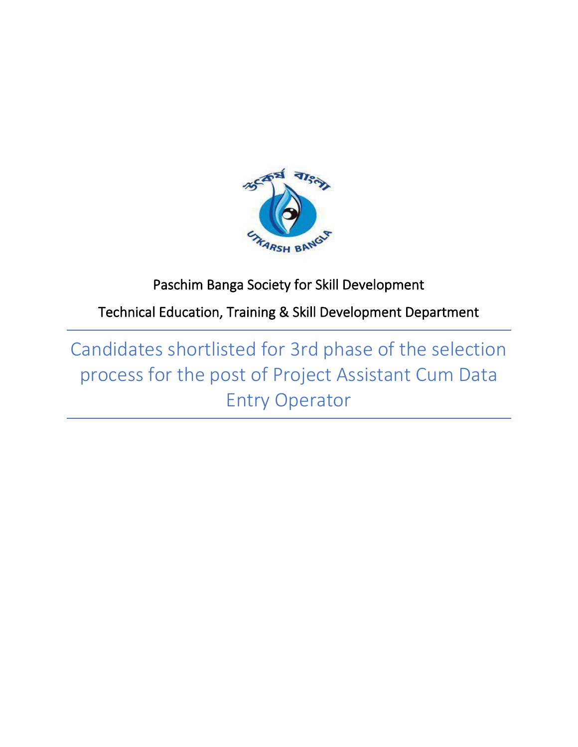Paschim Banga Society for Skill Development

Technical Education, Training & Skill Development Department

# Candidates shortlisted for 3rd phase of the selection process for the post of Project Assistant Cum Data Entry Operator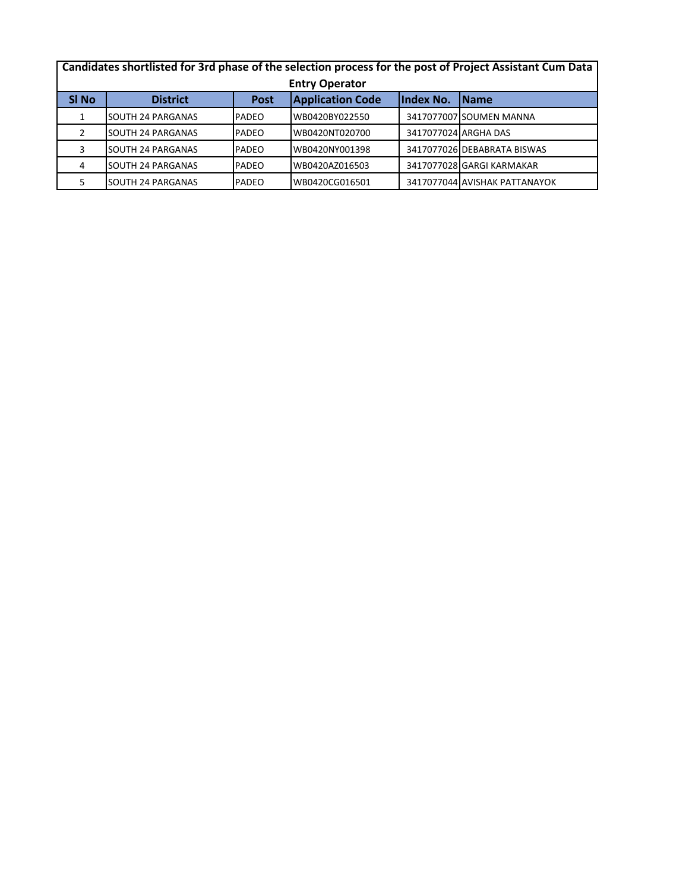**Candidates shortlisted for 3rd phase of the selection process for the post of Project Assistant Cum Data Entry Operator**

| Sl No | District | Post | Application Code | Index No. | Name |
|---|---|---|---|---|---|
| 1 | SOUTH 24 PARGANAS | PADEO | WB0420BY022550 | 3417077007 | SOUMEN MANNA |
| 2 | SOUTH 24 PARGANAS | PADEO | WB0420NT020700 | 3417077024 | ARGHA DAS |
| 3 | SOUTH 24 PARGANAS | PADEO | WB0420NY001398 | 3417077026 | DEBABRATA BISWAS |
| 4 | SOUTH 24 PARGANAS | PADEO | WB0420AZ016503 | 3417077028 | GARGI KARMAKAR |
| 5 | SOUTH 24 PARGANAS | PADEO | WB0420CG016501 | 3417077044 | AVISHAK PATTANAYOK |